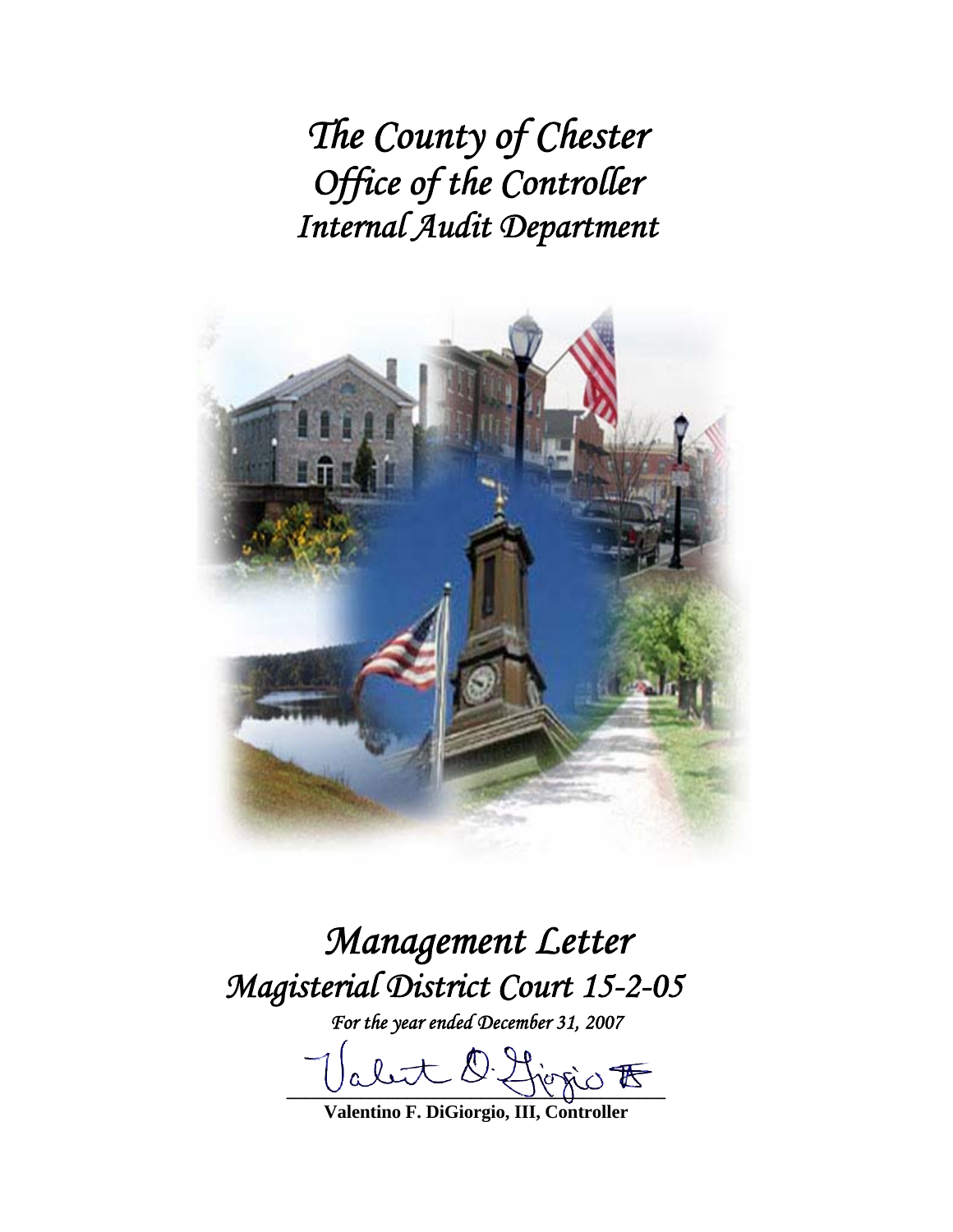# *The County of Chester*
# *Office of the Controller*
# *Internal Audit Department*

# *Management Letter*
# *Magisterial District Court 15-2-05*

*For the year ended December 31, 2007*

**Valentino F. DiGiorgio, III, Controller**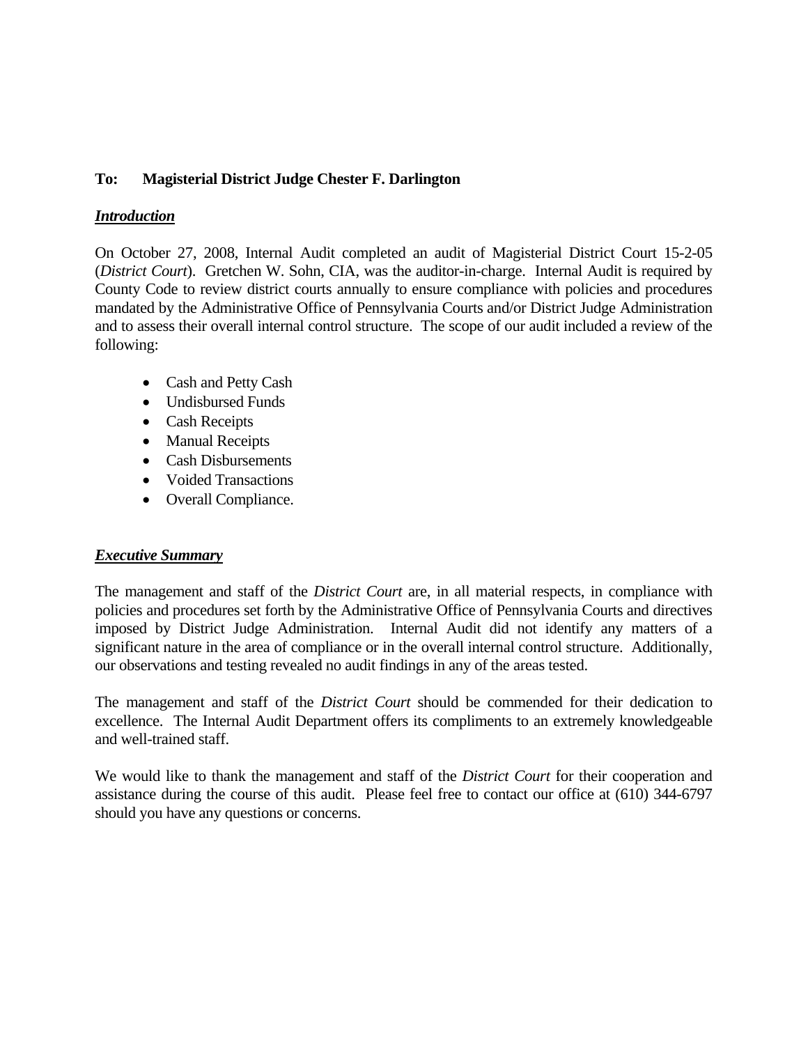**To:  Magisterial District Judge Chester F. Darlington**

## ***Introduction***

On October 27, 2008, Internal Audit completed an audit of Magisterial District Court 15-2-05 (*District Court*). Gretchen W. Sohn, CIA, was the auditor-in-charge. Internal Audit is required by County Code to review district courts annually to ensure compliance with policies and procedures mandated by the Administrative Office of Pennsylvania Courts and/or District Judge Administration and to assess their overall internal control structure. The scope of our audit included a review of the following:

- Cash and Petty Cash
- Undisbursed Funds
- Cash Receipts
- Manual Receipts
- Cash Disbursements
- Voided Transactions
- Overall Compliance.

## ***Executive Summary***

The management and staff of the *District Court* are, in all material respects, in compliance with policies and procedures set forth by the Administrative Office of Pennsylvania Courts and directives imposed by District Judge Administration. Internal Audit did not identify any matters of a significant nature in the area of compliance or in the overall internal control structure. Additionally, our observations and testing revealed no audit findings in any of the areas tested.

The management and staff of the *District Court* should be commended for their dedication to excellence. The Internal Audit Department offers its compliments to an extremely knowledgeable and well-trained staff.

We would like to thank the management and staff of the *District Court* for their cooperation and assistance during the course of this audit. Please feel free to contact our office at (610) 344-6797 should you have any questions or concerns.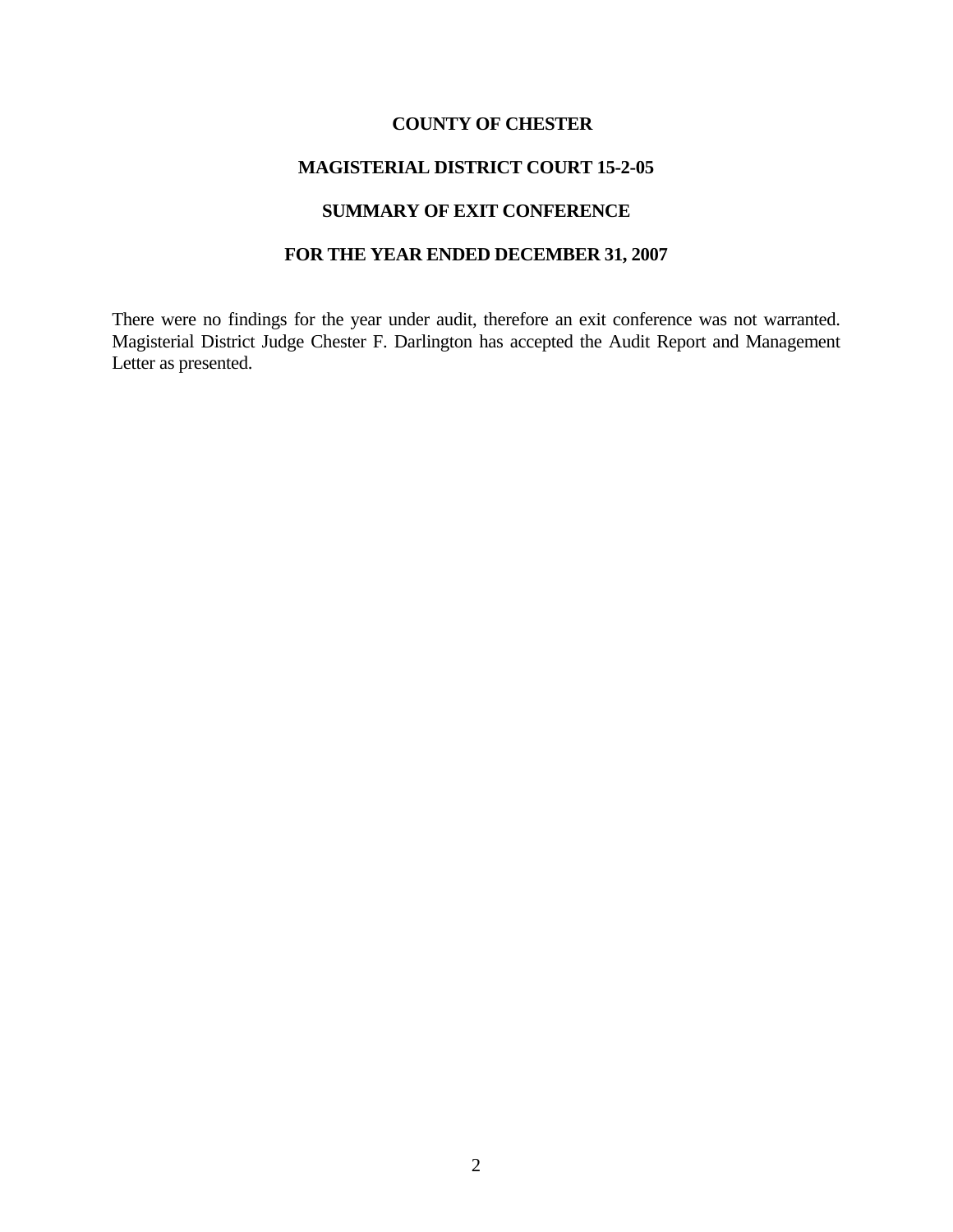**COUNTY OF CHESTER**

**MAGISTERIAL DISTRICT COURT 15-2-05**

**SUMMARY OF EXIT CONFERENCE**

**FOR THE YEAR ENDED DECEMBER 31, 2007**

There were no findings for the year under audit, therefore an exit conference was not warranted. Magisterial District Judge Chester F. Darlington has accepted the Audit Report and Management Letter as presented.